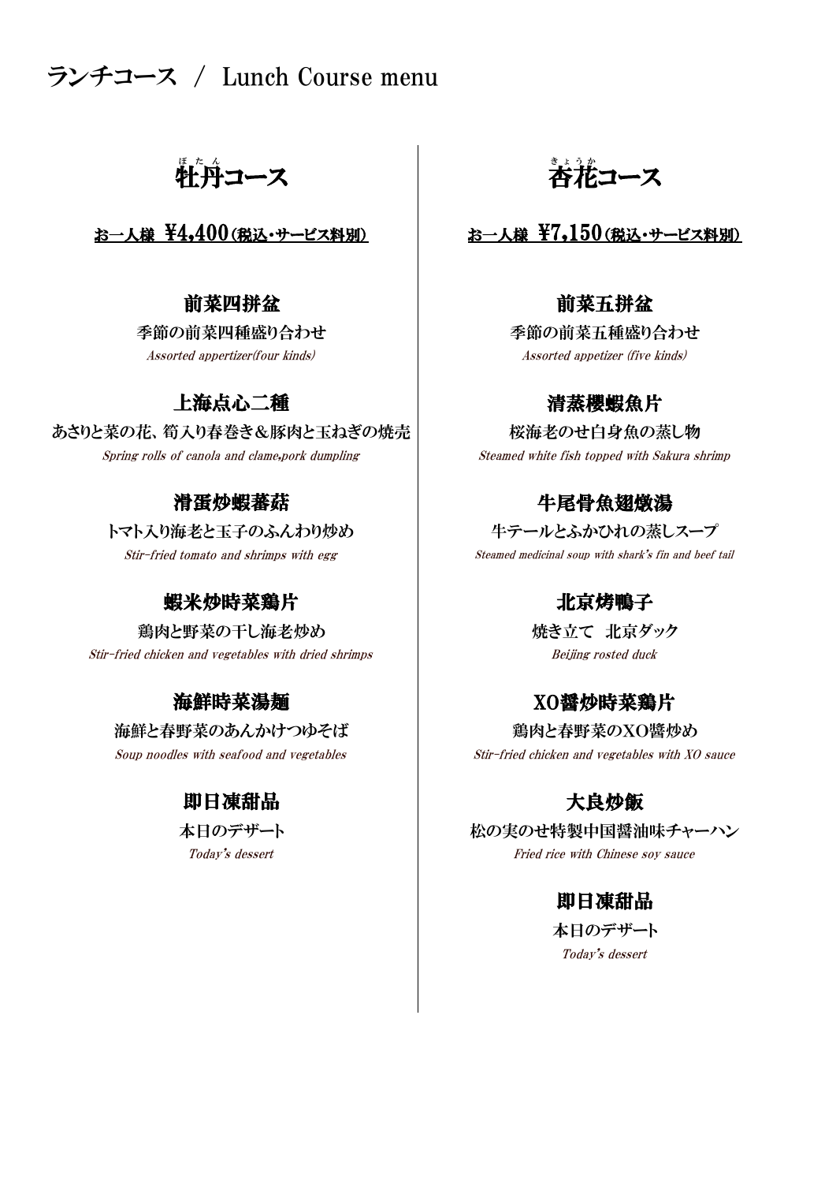# ランチコース / Lunch Course menu

## 牡丹（ぼたん）コース

**お一人様 ¥4,400（税込・サービス料別）**

### 前菜四拼盆

季節の前菜四種盛り合わせ

*Assorted appertizer(four kinds)*

### 上海点心二種

あさりと菜の花、筍入り春巻き＆豚肉と玉ねぎの焼売

*Spring rolls of canola and clame,pork dumpling*

### 滑蛋炒蝦蕃菇

トマト入り海老と玉子のふんわり炒め

*Stir-fried tomato and shrimps with egg*

### 蝦米炒時菜鶏片

鶏肉と野菜の干し海老炒め

*Stir-fried chicken and vegetables with dried shrimps*

### 海鮮時菜湯麺

海鮮と春野菜のあんかけつゆそば

*Soup noodles with seafood and vegetables*

### 即日凍甜品

本日のデザート

*Today's dessert*

## 杏花（きょうか）コース

**お一人様 ¥7,150（税込・サービス料別）**

### 前菜五拼盆

季節の前菜五種盛り合わせ

*Assorted appetizer (five kinds)*

### 清蒸櫻蝦魚片

桜海老のせ白身魚の蒸し物

*Steamed white fish topped with Sakura shrimp*

### 牛尾骨魚翅燉湯

牛テールとふかひれの蒸しスープ

*Steamed medicinal soup with shark's fin and beef tail*

### 北京烤鴨子

焼き立て　北京ダック

*Beijing rosted duck*

### XO醤炒時菜鶏片

鶏肉と春野菜のXO醤炒め

*Stir-fried chicken and vegetables with XO sauce*

### 大良炒飯

松の実のせ特製中国醤油味チャーハン

*Fried rice with Chinese soy sauce*

### 即日凍甜品

本日のデザート

*Today's dessert*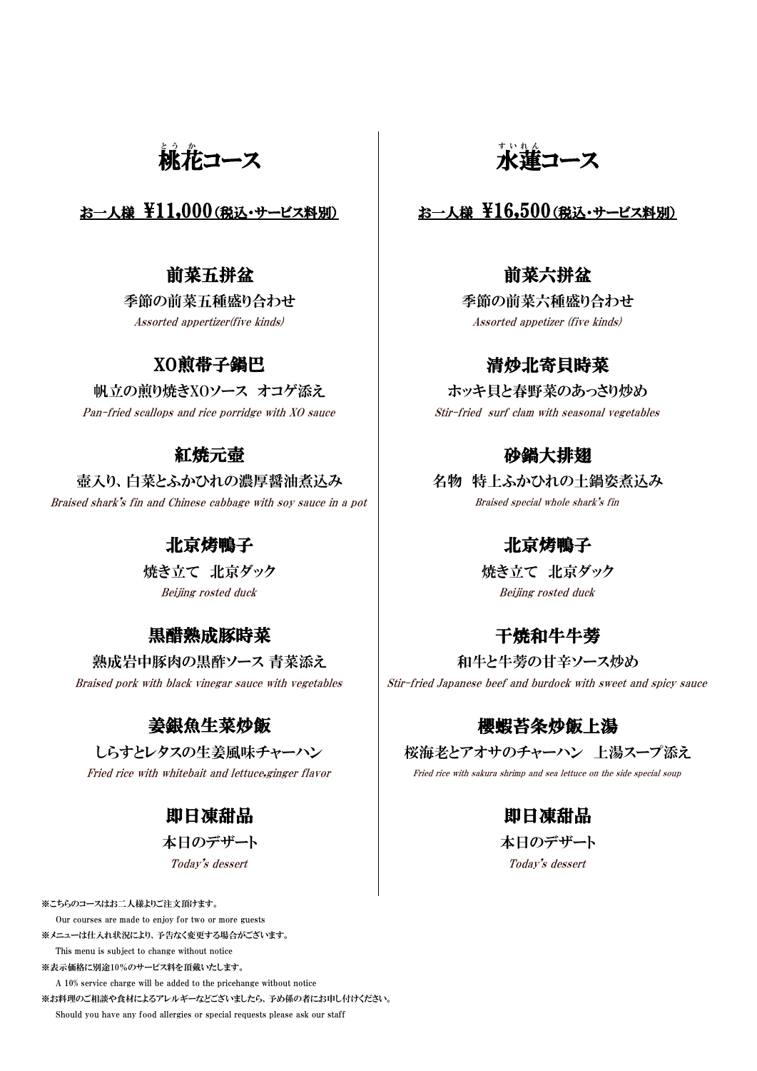## 桃花コース

**お一人様 ¥11,000(税込・サービス料別)**

### 前菜五拼盆

季節の前菜五種盛り合わせ

*Assorted appertizer(five kinds)*

### XO煎帯子鍋巴

帆立の煎り焼きXOソース オコゲ添え

*Pan-fried scallops and rice porridge with XO sauce*

### 紅焼元壷

壺入り、白菜とふかひれの濃厚醤油煮込み

*Braised shark's fin and Chinese cabbage with soy sauce in a pot*

### 北京烤鴨子

焼き立て 北京ダック

*Beijing rosted duck*

### 黒醋熟成豚時菜

熟成岩中豚肉の黒酢ソース 青菜添え

*Braised pork with black vinegar sauce with vegetables*

### 姜銀魚生菜炒飯

しらすとレタスの生姜風味チャーハン

*Fried rice with whitebait and lettuce,ginger flavor*

### 即日凍甜品

本日のデザート

*Today's dessert*

## 水蓮コース

**お一人様 ¥16,500(税込・サービス料別)**

### 前菜六拼盆

季節の前菜六種盛り合わせ

*Assorted appetizer (five kinds)*

### 清炒北寄貝時菜

ホッキ貝と春野菜のあっさり炒め

*Stir-fried surf clam with seasonal vegetables*

### 砂鍋大排翅

名物 特上ふかひれの土鍋姿煮込み

*Braised special whole shark's fin*

### 北京烤鴨子

焼き立て 北京ダック

*Beijing rosted duck*

### 干焼和牛牛蒡

和牛と牛蒡の甘辛ソース炒め

*Stir-fried Japanese beef and burdock with sweet and spicy sauce*

### 櫻蝦苔条炒飯上湯

桜海老とアオサのチャーハン 上湯スープ添え

*Fried rice with sakura shrimp and sea lettuce on the side special soup*

### 即日凍甜品

本日のデザート

*Today's dessert*

※こちらのコースはお二人様よりご注文頂けます。
Our courses are made to enjoy for two or more guests

※メニューは仕入れ状況により、予告なく変更する場合がございます。
This menu is subject to change without notice

※表示価格に別途10%のサービス料を頂戴いたします。
A 10% service charge will be added to the pricehange without notice

※お料理のご相談や食材によるアレルギーなどございましたら、予め係の者にお申し付けください。
Should you have any food allergies or special requests please ask our staff